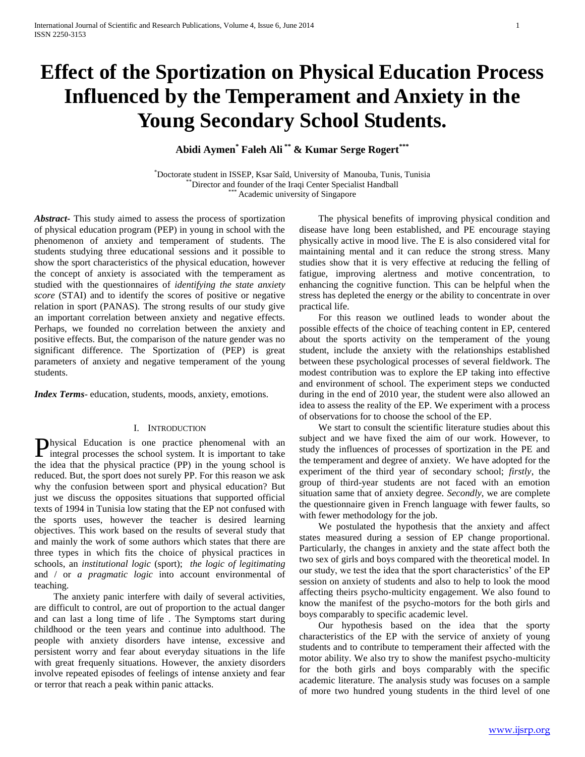# Effect of the Sportization on Physical Education Process Influenced by the Temperament and Anxiety in the Young Secondary School Students.

**Abidi Aymen[*] Faleh Ali[**] & Kumar Serge Rogert[***]**

[*]Doctorate student in ISSEP, Ksar Saîd, University of Manouba, Tunis, Tunisia
[**]Director and founder of the Iraqi Center Specialist Handball
[***] Academic university of Singapore

***Abstract-*** This study aimed to assess the process of sportization of physical education program (PEP) in young in school with the phenomenon of anxiety and temperament of students. The students studying three educational sessions and it possible to show the sport characteristics of the physical education, however the concept of anxiety is associated with the temperament as studied with the questionnaires of *identifying the state anxiety score* (STAI) and to identify the scores of positive or negative relation in sport (PANAS). The strong results of our study give an important correlation between anxiety and negative effects. Perhaps, we founded no correlation between the anxiety and positive effects. But, the comparison of the nature gender was no significant difference. The Sportization of (PEP) is great parameters of anxiety and negative temperament of the young students.

***Index Terms-*** education, students, moods, anxiety, emotions.

## I. Introduction

Physical Education is one practice phenomenal with an integral processes the school system. It is important to take the idea that the physical practice (PP) in the young school is reduced. But, the sport does not surely PP. For this reason we ask why the confusion between sport and physical education? But just we discuss the opposites situations that supported official texts of 1994 in Tunisia low stating that the EP not confused with the sports uses, however the teacher is desired learning objectives. This work based on the results of several study that and mainly the work of some authors which states that there are three types in which fits the choice of physical practices in schools, an *institutional logic* (sport); *the logic of legitimating* and / or *a pragmatic logic* into account environmental of teaching.

The anxiety panic interfere with daily of several activities, are difficult to control, are out of proportion to the actual danger and can last a long time of life . The Symptoms start during childhood or the teen years and continue into adulthood. The people with anxiety disorders have intense, excessive and persistent worry and fear about everyday situations in the life with great frequenly situations. However, the anxiety disorders involve repeated episodes of feelings of intense anxiety and fear or terror that reach a peak within panic attacks.

The physical benefits of improving physical condition and disease have long been established, and PE encourage staying physically active in mood live. The E is also considered vital for maintaining mental and it can reduce the strong stress. Many studies show that it is very effective at reducing the felling of fatigue, improving alertness and motive concentration, to enhancing the cognitive function. This can be helpful when the stress has depleted the energy or the ability to concentrate in over practical life.

For this reason we outlined leads to wonder about the possible effects of the choice of teaching content in EP, centered about the sports activity on the temperament of the young student, include the anxiety with the relationships established between these psychological processes of several fieldwork. The modest contribution was to explore the EP taking into effective and environment of school. The experiment steps we conducted during in the end of 2010 year, the student were also allowed an idea to assess the reality of the EP. We experiment with a process of observations for to choose the school of the EP.

We start to consult the scientific literature studies about this subject and we have fixed the aim of our work. However, to study the influences of processes of sportization in the PE and the temperament and degree of anxiety. We have adopted for the experiment of the third year of secondary school; *firstly*, the group of third-year students are not faced with an emotion situation same that of anxiety degree. *Secondly*, we are complete the questionnaire given in French language with fewer faults, so with fewer methodology for the job.

We postulated the hypothesis that the anxiety and affect states measured during a session of EP change proportional. Particularly, the changes in anxiety and the state affect both the two sex of girls and boys compared with the theoretical model. In our study, we test the idea that the sport characteristics' of the EP session on anxiety of students and also to help to look the mood affecting theirs psycho-multicity engagement. We also found to know the manifest of the psycho-motors for the both girls and boys comparably to specific academic level.

Our hypothesis based on the idea that the sporty characteristics of the EP with the service of anxiety of young students and to contribute to temperament their affected with the motor ability. We also try to show the manifest psycho-multicity for the both girls and boys comparably with the specific academic literature. The analysis study was focuses on a sample of more two hundred young students in the third level of one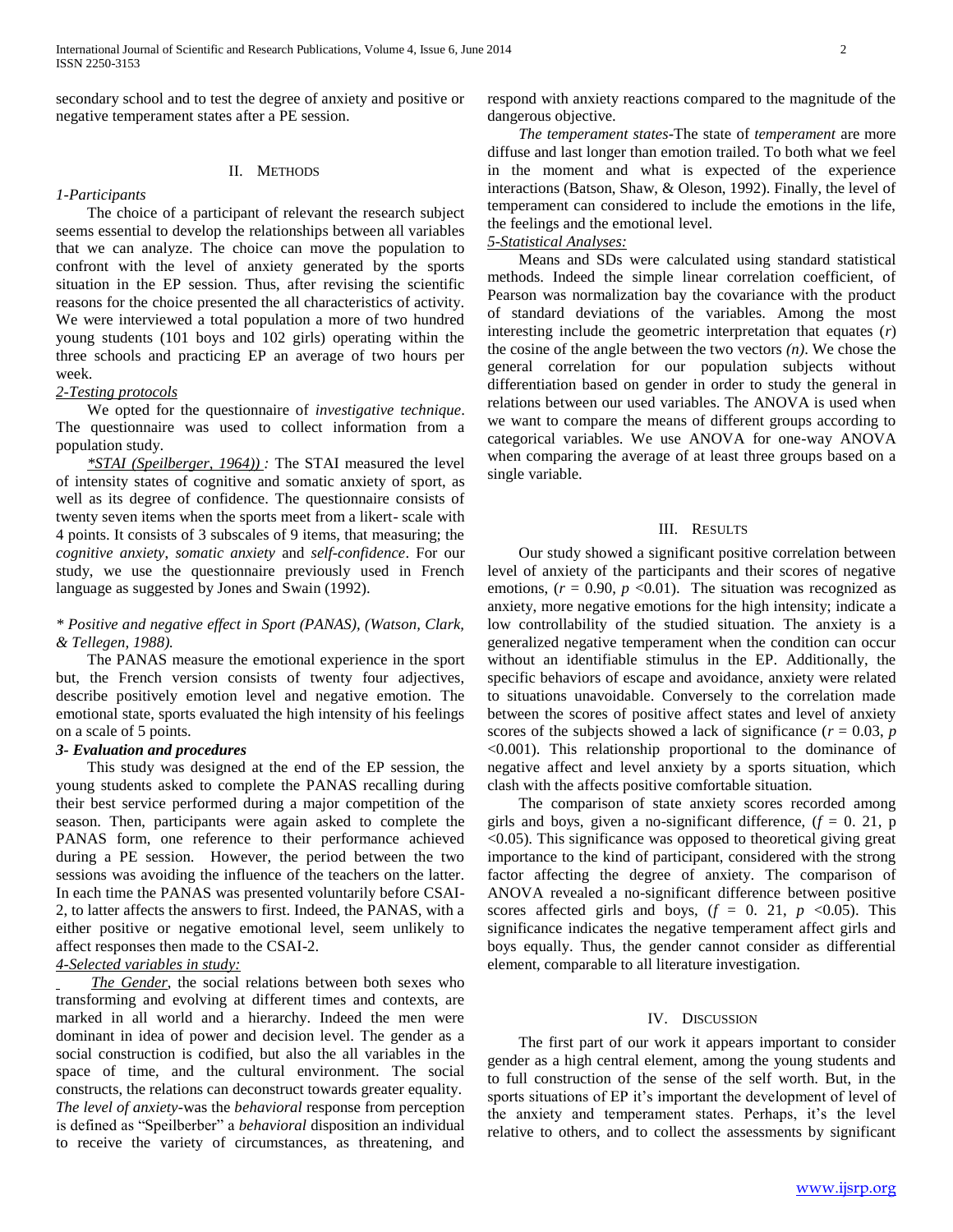secondary school and to test the degree of anxiety and positive or negative temperament states after a PE session.

## II. Methods

### *1-Participants*

The choice of a participant of relevant the research subject seems essential to develop the relationships between all variables that we can analyze. The choice can move the population to confront with the level of anxiety generated by the sports situation in the EP session. Thus, after revising the scientific reasons for the choice presented the all characteristics of activity. We were interviewed a total population a more of two hundred young students (101 boys and 102 girls) operating within the three schools and practicing EP an average of two hours per week.

### *2-Testing protocols*

We opted for the questionnaire of *investigative technique*. The questionnaire was used to collect information from a population study.

*\*STAI (Speilberger, 1964)) :* The STAI measured the level of intensity states of cognitive and somatic anxiety of sport, as well as its degree of confidence. The questionnaire consists of twenty seven items when the sports meet from a likert- scale with 4 points. It consists of 3 subscales of 9 items, that measuring; the *cognitive anxiety*, *somatic anxiety* and *self-confidence*. For our study, we use the questionnaire previously used in French language as suggested by Jones and Swain (1992).

*\* Positive and negative effect in Sport (PANAS), (Watson, Clark, & Tellegen, 1988).*

The PANAS measure the emotional experience in the sport but, the French version consists of twenty four adjectives, describe positively emotion level and negative emotion. The emotional state, sports evaluated the high intensity of his feelings on a scale of 5 points.

### ***3- Evaluation and procedures***

This study was designed at the end of the EP session, the young students asked to complete the PANAS recalling during their best service performed during a major competition of the season. Then, participants were again asked to complete the PANAS form, one reference to their performance achieved during a PE session. However, the period between the two sessions was avoiding the influence of the teachers on the latter. In each time the PANAS was presented voluntarily before CSAI-2, to latter affects the answers to first. Indeed, the PANAS, with a either positive or negative emotional level, seem unlikely to affect responses then made to the CSAI-2.

### *4-Selected variables in study:*

*The Gender*, the social relations between both sexes who transforming and evolving at different times and contexts, are marked in all world and a hierarchy. Indeed the men were dominant in idea of power and decision level. The gender as a social construction is codified, but also the all variables in the space of time, and the cultural environment. The social constructs, the relations can deconstruct towards greater equality.

*The level of anxiety*-was the *behavioral* response from perception is defined as "Speilberber" a *behavioral* disposition an individual to receive the variety of circumstances, as threatening, and respond with anxiety reactions compared to the magnitude of the dangerous objective.

*The temperament states*-The state of *temperament* are more diffuse and last longer than emotion trailed. To both what we feel in the moment and what is expected of the experience interactions (Batson, Shaw, & Oleson, 1992). Finally, the level of temperament can considered to include the emotions in the life, the feelings and the emotional level.

### *5-Statistical Analyses:*

Means and SDs were calculated using standard statistical methods. Indeed the simple linear correlation coefficient, of Pearson was normalization bay the covariance with the product of standard deviations of the variables. Among the most interesting include the geometric interpretation that equates ($r$) the cosine of the angle between the two vectors *(n)*. We chose the general correlation for our population subjects without differentiation based on gender in order to study the general in relations between our used variables. The ANOVA is used when we want to compare the means of different groups according to categorical variables. We use ANOVA for one-way ANOVA when comparing the average of at least three groups based on a single variable.

## III. Results

Our study showed a significant positive correlation between level of anxiety of the participants and their scores of negative emotions, ($r = 0.90$, $p < 0.01$). The situation was recognized as anxiety, more negative emotions for the high intensity; indicate a low controllability of the studied situation. The anxiety is a generalized negative temperament when the condition can occur without an identifiable stimulus in the EP. Additionally, the specific behaviors of escape and avoidance, anxiety were related to situations unavoidable. Conversely to the correlation made between the scores of positive affect states and level of anxiety scores of the subjects showed a lack of significance ($r = 0.03$, $p < 0.001$). This relationship proportional to the dominance of negative affect and level anxiety by a sports situation, which clash with the affects positive comfortable situation.

The comparison of state anxiety scores recorded among girls and boys, given a no-significant difference, ($f = 0.21$, p $< 0.05$). This significance was opposed to theoretical giving great importance to the kind of participant, considered with the strong factor affecting the degree of anxiety. The comparison of ANOVA revealed a no-significant difference between positive scores affected girls and boys, ($f = 0.21$, $p < 0.05$). This significance indicates the negative temperament affect girls and boys equally. Thus, the gender cannot consider as differential element, comparable to all literature investigation.

## IV. Discussion

The first part of our work it appears important to consider gender as a high central element, among the young students and to full construction of the sense of the self worth. But, in the sports situations of EP it's important the development of level of the anxiety and temperament states. Perhaps, it's the level relative to others, and to collect the assessments by significant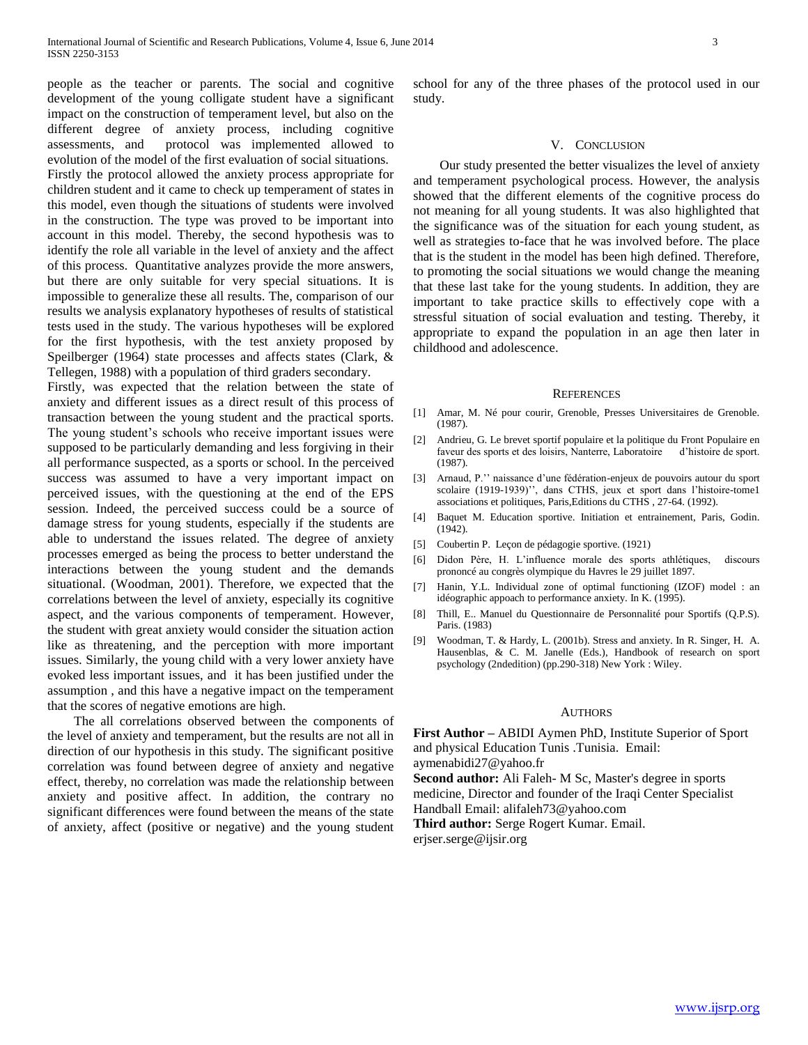people as the teacher or parents. The social and cognitive development of the young colligate student have a significant impact on the construction of temperament level, but also on the different degree of anxiety process, including cognitive assessments, and protocol was implemented allowed to evolution of the model of the first evaluation of social situations.

Firstly the protocol allowed the anxiety process appropriate for children student and it came to check up temperament of states in this model, even though the situations of students were involved in the construction. The type was proved to be important into account in this model. Thereby, the second hypothesis was to identify the role all variable in the level of anxiety and the affect of this process. Quantitative analyzes provide the more answers, but there are only suitable for very special situations. It is impossible to generalize these all results. The, comparison of our results we analysis explanatory hypotheses of results of statistical tests used in the study. The various hypotheses will be explored for the first hypothesis, with the test anxiety proposed by Speilberger (1964) state processes and affects states (Clark, & Tellegen, 1988) with a population of third graders secondary.

Firstly, was expected that the relation between the state of anxiety and different issues as a direct result of this process of transaction between the young student and the practical sports. The young student's schools who receive important issues were supposed to be particularly demanding and less forgiving in their all performance suspected, as a sports or school. In the perceived success was assumed to have a very important impact on perceived issues, with the questioning at the end of the EPS session. Indeed, the perceived success could be a source of damage stress for young students, especially if the students are able to understand the issues related. The degree of anxiety processes emerged as being the process to better understand the interactions between the young student and the demands situational. (Woodman, 2001). Therefore, we expected that the correlations between the level of anxiety, especially its cognitive aspect, and the various components of temperament. However, the student with great anxiety would consider the situation action like as threatening, and the perception with more important issues. Similarly, the young child with a very lower anxiety have evoked less important issues, and it has been justified under the assumption , and this have a negative impact on the temperament that the scores of negative emotions are high.

The all correlations observed between the components of the level of anxiety and temperament, but the results are not all in direction of our hypothesis in this study. The significant positive correlation was found between degree of anxiety and negative effect, thereby, no correlation was made the relationship between anxiety and positive affect. In addition, the contrary no significant differences were found between the means of the state of anxiety, affect (positive or negative) and the young student school for any of the three phases of the protocol used in our study.

## V. Conclusion

Our study presented the better visualizes the level of anxiety and temperament psychological process. However, the analysis showed that the different elements of the cognitive process do not meaning for all young students. It was also highlighted that the significance was of the situation for each young student, as well as strategies to-face that he was involved before. The place that is the student in the model has been high defined. Therefore, to promoting the social situations we would change the meaning that these last take for the young students. In addition, they are important to take practice skills to effectively cope with a stressful situation of social evaluation and testing. Thereby, it appropriate to expand the population in an age then later in childhood and adolescence.

## References

[1] Amar, M. Né pour courir, Grenoble, Presses Universitaires de Grenoble. (1987).

[2] Andrieu, G. Le brevet sportif populaire et la politique du Front Populaire en faveur des sports et des loisirs, Nanterre, Laboratoire d'histoire de sport. (1987).

[3] Arnaud, P.'' naissance d'une fédération-enjeux de pouvoirs autour du sport scolaire (1919-1939)'', dans CTHS, jeux et sport dans l'histoire-tome1 associations et politiques, Paris,Editions du CTHS , 27-64. (1992).

[4] Baquet M. Education sportive. Initiation et entrainement, Paris, Godin. (1942).

[5] Coubertin P. Leçon de pédagogie sportive. (1921)

[6] Didon Père, H. L'influence morale des sports athlétiques, discours prononcé au congrès olympique du Havres le 29 juillet 1897.

[7] Hanin, Y.L. Individual zone of optimal functioning (IZOF) model : an idéographic appoach to performance anxiety. In K. (1995).

[8] Thill, E.. Manuel du Questionnaire de Personnalité pour Sportifs (Q.P.S). Paris. (1983)

[9] Woodman, T. & Hardy, L. (2001b). Stress and anxiety. In R. Singer, H. A. Hausenblas, & C. M. Janelle (Eds.), Handbook of research on sport psychology (2ndedition) (pp.290-318) New York : Wiley.

## Authors

**First Author –** ABIDI Aymen PhD, Institute Superior of Sport and physical Education Tunis .Tunisia. Email: aymenabidi27@yahoo.fr

**Second author:** Ali Faleh- M Sc, Master's degree in sports medicine, Director and founder of the Iraqi Center Specialist Handball Email: alifaleh73@yahoo.com

**Third author:** Serge Rogert Kumar. Email. erjser.serge@ijsir.org